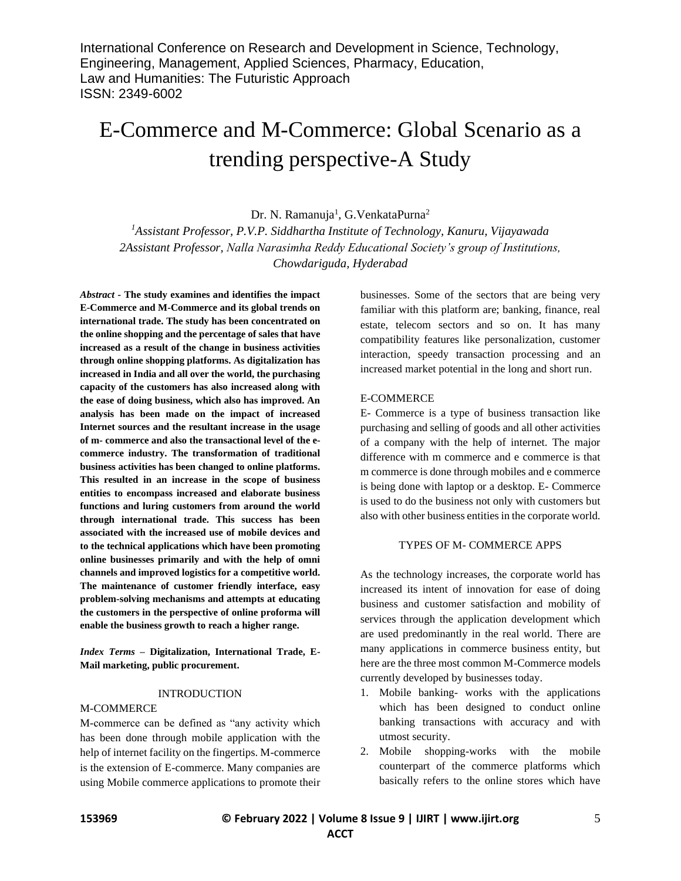# E-Commerce and M-Commerce: Global Scenario as a trending perspective-A Study

Dr. N. Ramanuja[1], G.VenkataPurna[2]

[1]*Assistant Professor, P.V.P. Siddhartha Institute of Technology, Kanuru, Vijayawada*
[2]*Assistant Professor, Nalla Narasimha Reddy Educational Society's group of Institutions, Chowdariguda, Hyderabad*

***Abstract*** **- The study examines and identifies the impact E-Commerce and M-Commerce and its global trends on international trade. The study has been concentrated on the online shopping and the percentage of sales that have increased as a result of the change in business activities through online shopping platforms. As digitalization has increased in India and all over the world, the purchasing capacity of the customers has also increased along with the ease of doing business, which also has improved. An analysis has been made on the impact of increased Internet sources and the resultant increase in the usage of m- commerce and also the transactional level of the e-commerce industry. The transformation of traditional business activities has been changed to online platforms. This resulted in an increase in the scope of business entities to encompass increased and elaborate business functions and luring customers from around the world through international trade. This success has been associated with the increased use of mobile devices and to the technical applications which have been promoting online businesses primarily and with the help of omni channels and improved logistics for a competitive world. The maintenance of customer friendly interface, easy problem-solving mechanisms and attempts at educating the customers in the perspective of online proforma will enable the business growth to reach a higher range.**

***Index Terms*** **– Digitalization, International Trade, E-Mail marketing, public procurement.**

## INTRODUCTION

### M-COMMERCE

M-commerce can be defined as "any activity which has been done through mobile application with the help of internet facility on the fingertips. M-commerce is the extension of E-commerce. Many companies are using Mobile commerce applications to promote their businesses. Some of the sectors that are being very familiar with this platform are; banking, finance, real estate, telecom sectors and so on. It has many compatibility features like personalization, customer interaction, speedy transaction processing and an increased market potential in the long and short run.

### E-COMMERCE

E- Commerce is a type of business transaction like purchasing and selling of goods and all other activities of a company with the help of internet. The major difference with m commerce and e commerce is that m commerce is done through mobiles and e commerce is being done with laptop or a desktop. E- Commerce is used to do the business not only with customers but also with other business entities in the corporate world.

### TYPES OF M- COMMERCE APPS

As the technology increases, the corporate world has increased its intent of innovation for ease of doing business and customer satisfaction and mobility of services through the application development which are used predominantly in the real world. There are many applications in commerce business entity, but here are the three most common M-Commerce models currently developed by businesses today.

1. Mobile banking- works with the applications which has been designed to conduct online banking transactions with accuracy and with utmost security.
2. Mobile shopping-works with the mobile counterpart of the commerce platforms which basically refers to the online stores which have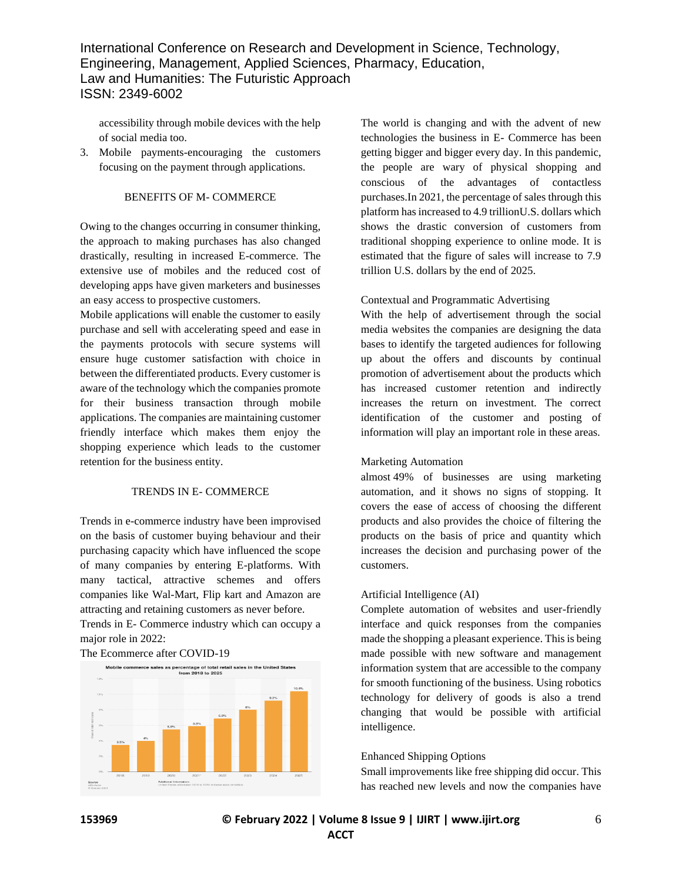accessibility through mobile devices with the help of social media too.

3. Mobile payments-encouraging the customers focusing on the payment through applications.

## BENEFITS OF M- COMMERCE

Owing to the changes occurring in consumer thinking, the approach to making purchases has also changed drastically, resulting in increased E-commerce. The extensive use of mobiles and the reduced cost of developing apps have given marketers and businesses an easy access to prospective customers.

Mobile applications will enable the customer to easily purchase and sell with accelerating speed and ease in the payments protocols with secure systems will ensure huge customer satisfaction with choice in between the differentiated products. Every customer is aware of the technology which the companies promote for their business transaction through mobile applications. The companies are maintaining customer friendly interface which makes them enjoy the shopping experience which leads to the customer retention for the business entity.

## TRENDS IN E- COMMERCE

Trends in e-commerce industry have been improvised on the basis of customer buying behaviour and their purchasing capacity which have influenced the scope of many companies by entering E-platforms. With many tactical, attractive schemes and offers companies like Wal-Mart, Flip kart and Amazon are attracting and retaining customers as never before.

Trends in E- Commerce industry which can occupy a major role in 2022:

The Ecommerce after COVID-19

Mobile commerce sales as percentage of total retail sales in the United States from 2018 to 2025

| Year | Share of total retail sales |
|---|---|
| 2018 | 3.5% |
| 2019 | 4% |
| 2020 | 5.5% |
| 2021* | 5.8% |
| 2022 | 6.9% |
| 2023 | 8% |
| 2024 | 9.2% |
| 2025 | 10.4% |

The world is changing and with the advent of new technologies the business in E- Commerce has been getting bigger and bigger every day. In this pandemic, the people are wary of physical shopping and conscious of the advantages of contactless purchases.In 2021, the percentage of sales through this platform has increased to 4.9 trillionU.S. dollars which shows the drastic conversion of customers from traditional shopping experience to online mode. It is estimated that the figure of sales will increase to 7.9 trillion U.S. dollars by the end of 2025.

### Contextual and Programmatic Advertising

With the help of advertisement through the social media websites the companies are designing the data bases to identify the targeted audiences for following up about the offers and discounts by continual promotion of advertisement about the products which has increased customer retention and indirectly increases the return on investment. The correct identification of the customer and posting of information will play an important role in these areas.

### Marketing Automation

almost 49% of businesses are using marketing automation, and it shows no signs of stopping. It covers the ease of access of choosing the different products and also provides the choice of filtering the products on the basis of price and quantity which increases the decision and purchasing power of the customers.

### Artificial Intelligence (AI)

Complete automation of websites and user-friendly interface and quick responses from the companies made the shopping a pleasant experience. This is being made possible with new software and management information system that are accessible to the company for smooth functioning of the business. Using robotics technology for delivery of goods is also a trend changing that would be possible with artificial intelligence.

### Enhanced Shipping Options

Small improvements like free shipping did occur. This has reached new levels and now the companies have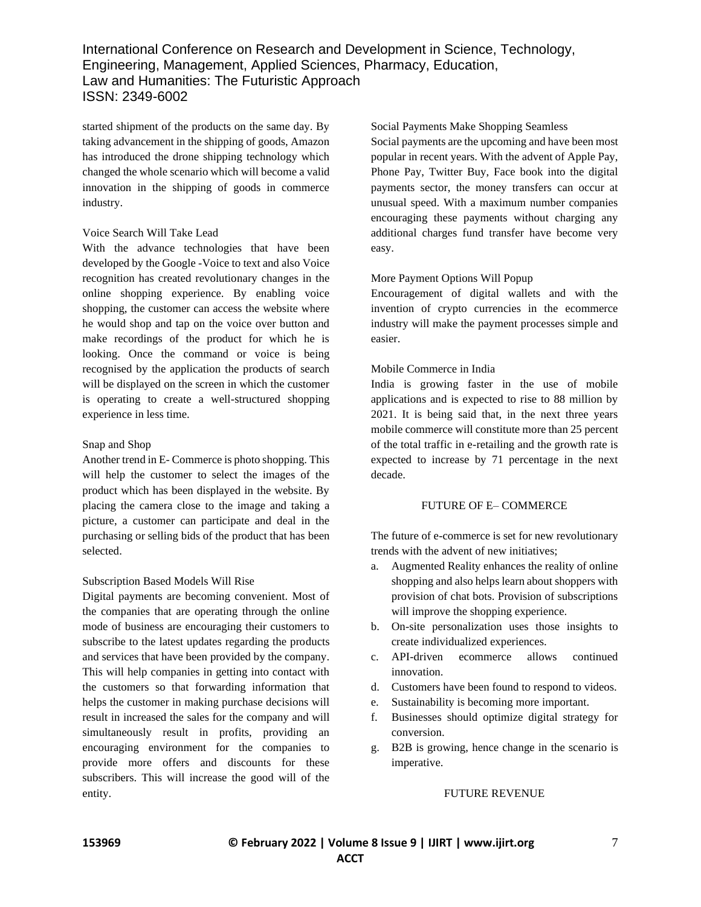started shipment of the products on the same day. By taking advancement in the shipping of goods, Amazon has introduced the drone shipping technology which changed the whole scenario which will become a valid innovation in the shipping of goods in commerce industry.

Voice Search Will Take Lead

With the advance technologies that have been developed by the Google -Voice to text and also Voice recognition has created revolutionary changes in the online shopping experience. By enabling voice shopping, the customer can access the website where he would shop and tap on the voice over button and make recordings of the product for which he is looking. Once the command or voice is being recognised by the application the products of search will be displayed on the screen in which the customer is operating to create a well-structured shopping experience in less time.

Snap and Shop

Another trend in E- Commerce is photo shopping. This will help the customer to select the images of the product which has been displayed in the website. By placing the camera close to the image and taking a picture, a customer can participate and deal in the purchasing or selling bids of the product that has been selected.

Subscription Based Models Will Rise

Digital payments are becoming convenient. Most of the companies that are operating through the online mode of business are encouraging their customers to subscribe to the latest updates regarding the products and services that have been provided by the company. This will help companies in getting into contact with the customers so that forwarding information that helps the customer in making purchase decisions will result in increased the sales for the company and will simultaneously result in profits, providing an encouraging environment for the companies to provide more offers and discounts for these subscribers. This will increase the good will of the entity.

Social Payments Make Shopping Seamless

Social payments are the upcoming and have been most popular in recent years. With the advent of Apple Pay, Phone Pay, Twitter Buy, Face book into the digital payments sector, the money transfers can occur at unusual speed. With a maximum number companies encouraging these payments without charging any additional charges fund transfer have become very easy.

More Payment Options Will Popup

Encouragement of digital wallets and with the invention of crypto currencies in the ecommerce industry will make the payment processes simple and easier.

Mobile Commerce in India

India is growing faster in the use of mobile applications and is expected to rise to 88 million by 2021. It is being said that, in the next three years mobile commerce will constitute more than 25 percent of the total traffic in e-retailing and the growth rate is expected to increase by 71 percentage in the next decade.

## FUTURE OF E– COMMERCE

The future of e-commerce is set for new revolutionary trends with the advent of new initiatives;

a. Augmented Reality enhances the reality of online shopping and also helps learn about shoppers with provision of chat bots. Provision of subscriptions will improve the shopping experience.
b. On-site personalization uses those insights to create individualized experiences.
c. API-driven ecommerce allows continued innovation.
d. Customers have been found to respond to videos.
e. Sustainability is becoming more important.
f. Businesses should optimize digital strategy for conversion.
g. B2B is growing, hence change in the scenario is imperative.

## FUTURE REVENUE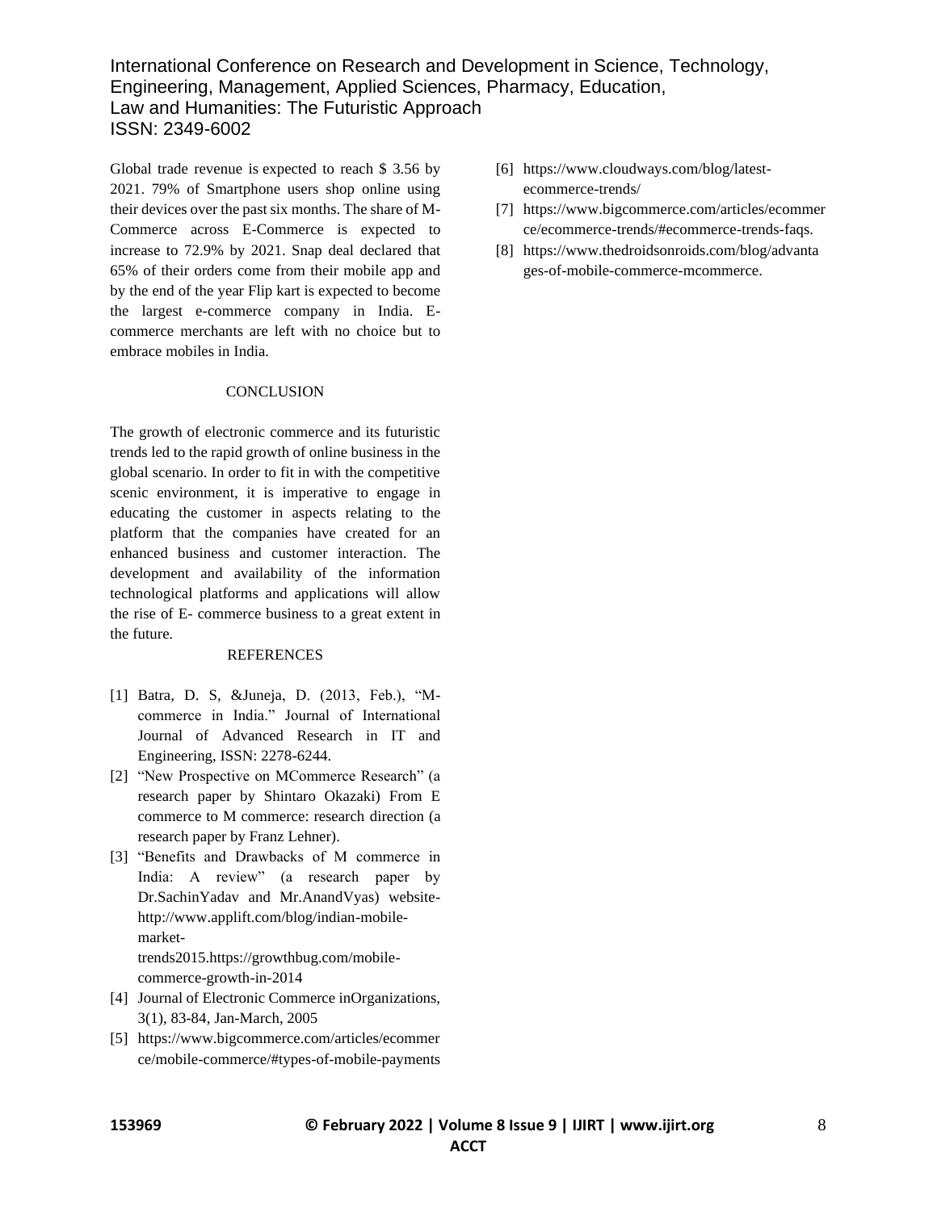Global trade revenue is expected to reach $ 3.56 by 2021. 79% of Smartphone users shop online using their devices over the past six months. The share of M-Commerce across E-Commerce is expected to increase to 72.9% by 2021. Snap deal declared that 65% of their orders come from their mobile app and by the end of the year Flip kart is expected to become the largest e-commerce company in India. E-commerce merchants are left with no choice but to embrace mobiles in India.

## CONCLUSION

The growth of electronic commerce and its futuristic trends led to the rapid growth of online business in the global scenario. In order to fit in with the competitive scenic environment, it is imperative to engage in educating the customer in aspects relating to the platform that the companies have created for an enhanced business and customer interaction. The development and availability of the information technological platforms and applications will allow the rise of E- commerce business to a great extent in the future.

## REFERENCES

[1] Batra, D. S, &Juneja, D. (2013, Feb.), "M-commerce in India." Journal of International Journal of Advanced Research in IT and Engineering, ISSN: 2278-6244.

[2] "New Prospective on MCommerce Research" (a research paper by Shintaro Okazaki) From E commerce to M commerce: research direction (a research paper by Franz Lehner).

[3] "Benefits and Drawbacks of M commerce in India: A review" (a research paper by Dr.SachinYadav and Mr.AnandVyas) website-http://www.applift.com/blog/indian-mobile-market-trends2015.https://growthbug.com/mobile-commerce-growth-in-2014

[4] Journal of Electronic Commerce inOrganizations, 3(1), 83-84, Jan-March, 2005

[5] https://www.bigcommerce.com/articles/ecommerce/mobile-commerce/#types-of-mobile-payments

[6] https://www.cloudways.com/blog/latest-ecommerce-trends/

[7] https://www.bigcommerce.com/articles/ecommerce/ecommerce-trends/#ecommerce-trends-faqs.

[8] https://www.thedroidsonroids.com/blog/advantages-of-mobile-commerce-mcommerce.